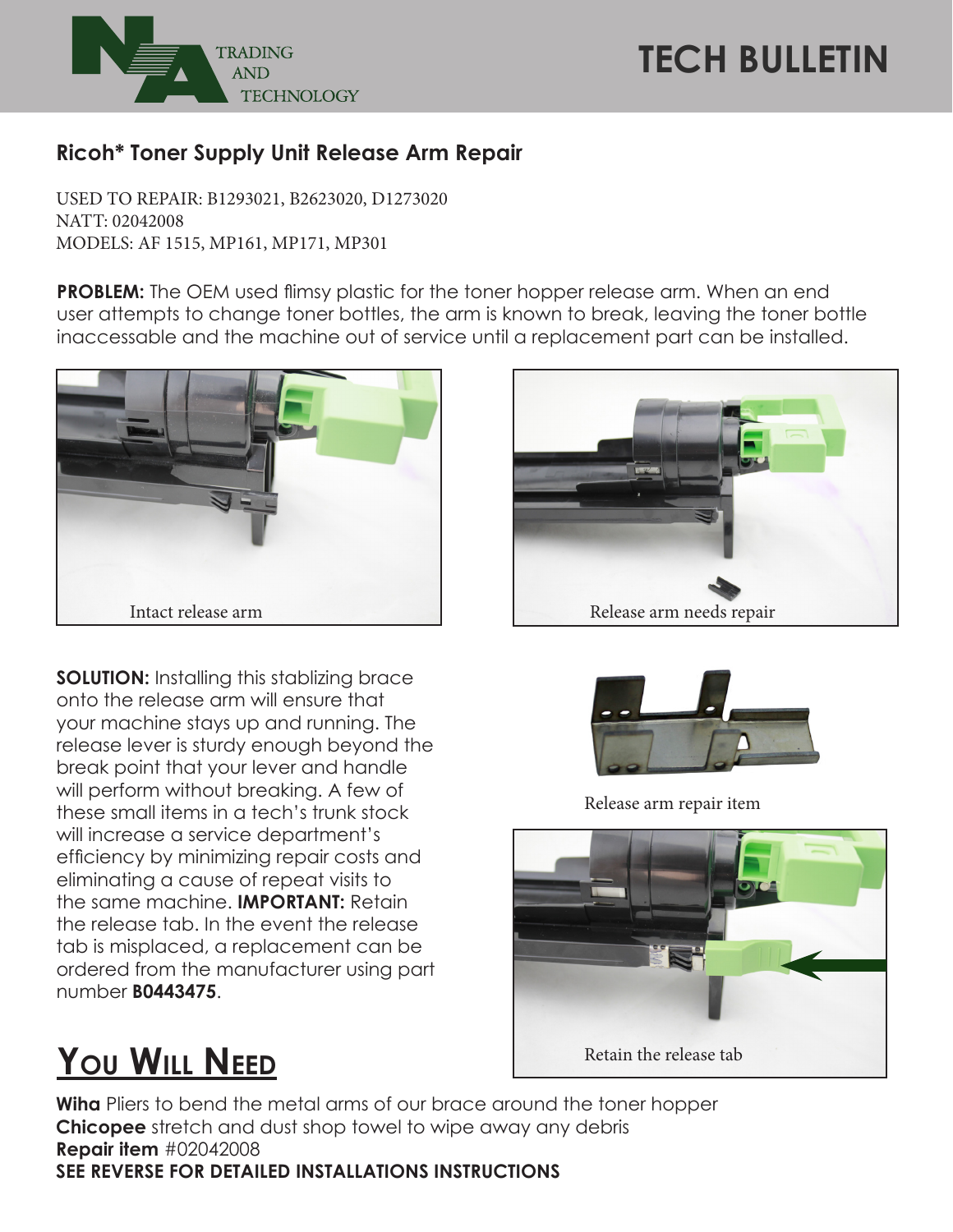# TECH BULLETIN

TRADING AND TECHNOLOGY

## Ricoh* Toner Supply Unit Release Arm Repair

USED TO REPAIR: B1293021, B2623020, D1273020
NATT: 02042008
MODELS: AF 1515, MP161, MP171, MP301

**PROBLEM:** The OEM used flimsy plastic for the toner hopper release arm. When an end user attempts to change toner bottles, the arm is known to break, leaving the toner bottle inaccessable and the machine out of service until a replacement part can be installed.

Intact release arm

Release arm needs repair

**SOLUTION:** Installing this stablizing brace onto the release arm will ensure that your machine stays up and running. The release lever is sturdy enough beyond the break point that your lever and handle will perform without breaking. A few of these small items in a tech's trunk stock will increase a service department's efficiency by minimizing repair costs and eliminating a cause of repeat visits to the same machine. **IMPORTANT:** Retain the release tab. In the event the release tab is misplaced, a replacement can be ordered from the manufacturer using part number **B0443475**.

Release arm repair item

Retain the release tab

## You Will Need

**Wiha** Pliers to bend the metal arms of our brace around the toner hopper
**Chicopee** stretch and dust shop towel to wipe away any debris
**Repair item** #02042008
**SEE REVERSE FOR DETAILED INSTALLATIONS INSTRUCTIONS**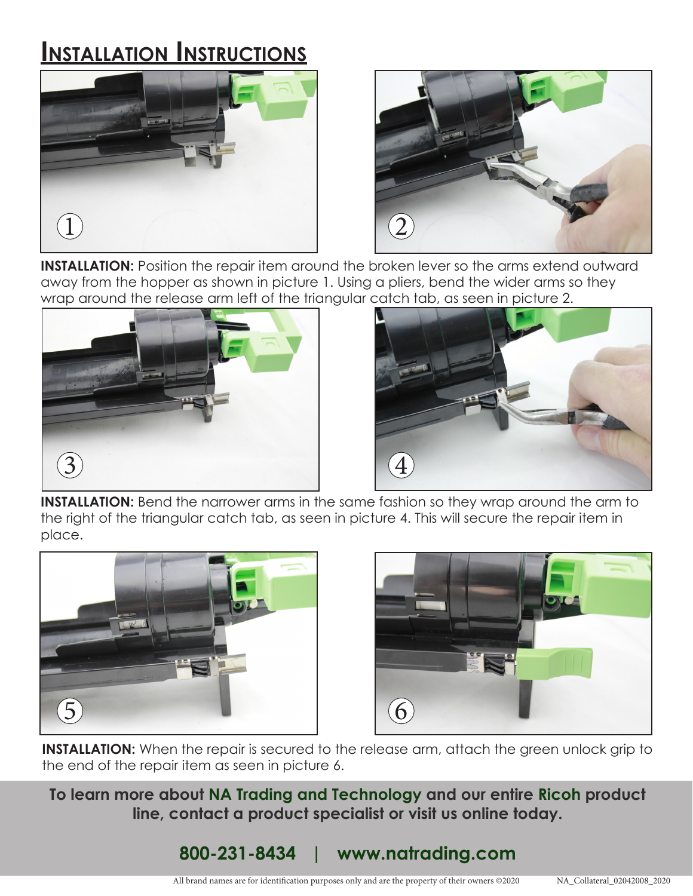# Installation Instructions

**INSTALLATION:** Position the repair item around the broken lever so the arms extend outward away from the hopper as shown in picture 1. Using a pliers, bend the wider arms so they wrap around the release arm left of the triangular catch tab, as seen in picture 2.

**INSTALLATION:** Bend the narrower arms in the same fashion so they wrap around the arm to the right of the triangular catch tab, as seen in picture 4. This will secure the repair item in place.

**INSTALLATION:** When the repair is secured to the release arm, attach the green unlock grip to the end of the repair item as seen in picture 6.

**To learn more about NA Trading and Technology and our entire Ricoh product line, contact a product specialist or visit us online today.**

**800-231-8434 | www.natrading.com**

All brand names are for identification purposes only and are the property of their owners ©2020 NA_Collateral_02042008_2020